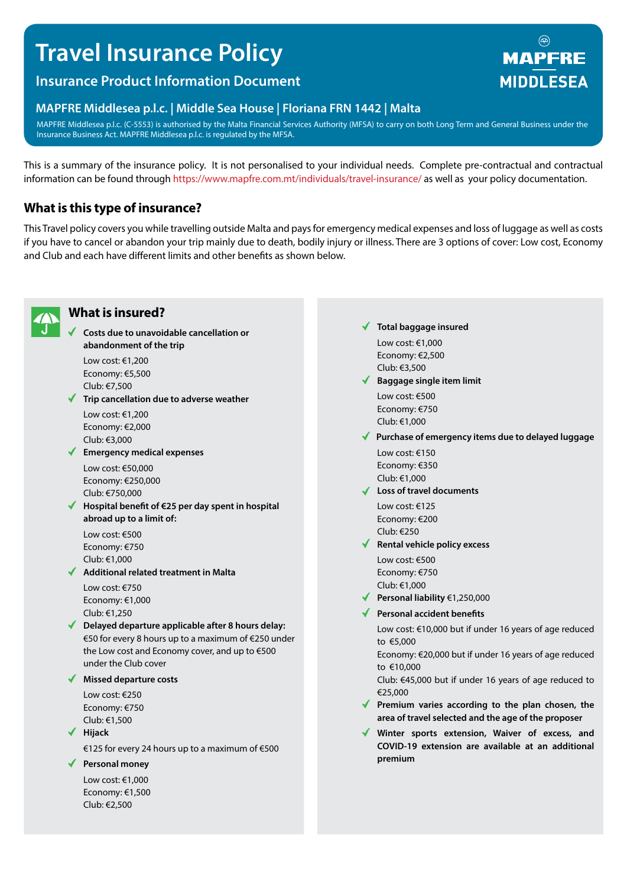# Travel Insurance Policy

## Insurance Product Information Document

**MAPFRE MIDDLESEA**

### MAPFRE Middlesea p.l.c. | Middle Sea House | Floriana FRN 1442 | Malta

MAPFRE Middlesea p.l.c. (C-5553) is authorised by the Malta Financial Services Authority (MFSA) to carry on both Long Term and General Business under the Insurance Business Act. MAPFRE Middlesea p.l.c. is regulated by the MFSA.

This is a summary of the insurance policy. It is not personalised to your individual needs. Complete pre-contractual and contractual information can be found through https://www.mapfre.com.mt/individuals/travel-insurance/ as well as your policy documentation.

## What is this type of insurance?

This Travel policy covers you while travelling outside Malta and pays for emergency medical expenses and loss of luggage as well as costs if you have to cancel or abandon your trip mainly due to death, bodily injury or illness. There are 3 options of cover: Low cost, Economy and Club and each have different limits and other benefits as shown below.

## What is insured?

- ✓ **Costs due to unavoidable cancellation or abandonment of the trip**
  Low cost: €1,200
  Economy: €5,500
  Club: €7,500
- ✓ **Trip cancellation due to adverse weather**
  Low cost: €1,200
  Economy: €2,000
  Club: €3,000
- ✓ **Emergency medical expenses**
  Low cost: €50,000
  Economy: €250,000
  Club: €750,000
- ✓ **Hospital benefit of €25 per day spent in hospital abroad up to a limit of:**
  Low cost: €500
  Economy: €750
  Club: €1,000
- ✓ **Additional related treatment in Malta**
  Low cost: €750
  Economy: €1,000
  Club: €1,250
- ✓ **Delayed departure applicable after 8 hours delay:**
  €50 for every 8 hours up to a maximum of €250 under the Low cost and Economy cover, and up to €500 under the Club cover
- ✓ **Missed departure costs**
  Low cost: €250
  Economy: €750
  Club: €1,500
- ✓ **Hijack**
  €125 for every 24 hours up to a maximum of €500
- ✓ **Personal money**
  Low cost: €1,000
  Economy: €1,500
  Club: €2,500
- ✓ **Total baggage insured**
  Low cost: €1,000
  Economy: €2,500
  Club: €3,500
- ✓ **Baggage single item limit**
  Low cost: €500
  Economy: €750
  Club: €1,000
- ✓ **Purchase of emergency items due to delayed luggage**
  Low cost: €150
  Economy: €350
  Club: €1,000
- ✓ **Loss of travel documents**
  Low cost: €125
  Economy: €200
  Club: €250
- ✓ **Rental vehicle policy excess**
  Low cost: €500
  Economy: €750
  Club: €1,000
- ✓ **Personal liability** €1,250,000
- ✓ **Personal accident benefits**
  Low cost: €10,000 but if under 16 years of age reduced to €5,000
  Economy: €20,000 but if under 16 years of age reduced to €10,000
  Club: €45,000 but if under 16 years of age reduced to €25,000
- ✓ **Premium varies according to the plan chosen, the area of travel selected and the age of the proposer**
- ✓ **Winter sports extension, Waiver of excess, and COVID-19 extension are available at an additional premium**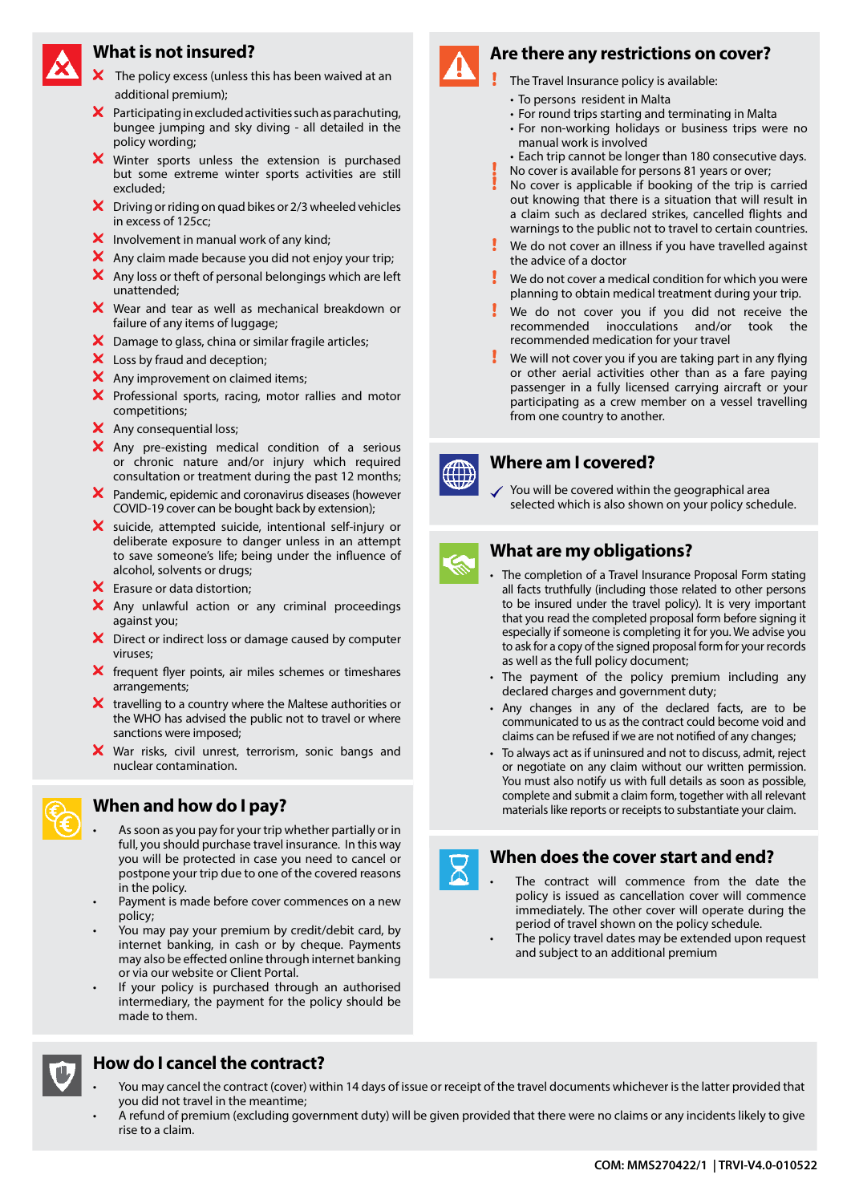## What is not insured?

- ✗ The policy excess (unless this has been waived at an additional premium);
- ✗ Participating in excluded activities such as parachuting, bungee jumping and sky diving - all detailed in the policy wording;
- ✗ Winter sports unless the extension is purchased but some extreme winter sports activities are still excluded;
- ✗ Driving or riding on quad bikes or 2/3 wheeled vehicles in excess of 125cc;
- ✗ Involvement in manual work of any kind;
- ✗ Any claim made because you did not enjoy your trip;
- ✗ Any loss or theft of personal belongings which are left unattended;
- ✗ Wear and tear as well as mechanical breakdown or failure of any items of luggage;
- ✗ Damage to glass, china or similar fragile articles;
- ✗ Loss by fraud and deception;
- ✗ Any improvement on claimed items;
- ✗ Professional sports, racing, motor rallies and motor competitions;
- ✗ Any consequential loss;
- ✗ Any pre-existing medical condition of a serious or chronic nature and/or injury which required consultation or treatment during the past 12 months;
- ✗ Pandemic, epidemic and coronavirus diseases (however COVID-19 cover can be bought back by extension);
- ✗ suicide, attempted suicide, intentional self-injury or deliberate exposure to danger unless in an attempt to save someone's life; being under the influence of alcohol, solvents or drugs;
- ✗ Erasure or data distortion;
- ✗ Any unlawful action or any criminal proceedings against you;
- ✗ Direct or indirect loss or damage caused by computer viruses;
- ✗ frequent flyer points, air miles schemes or timeshares arrangements;
- ✗ travelling to a country where the Maltese authorities or the WHO has advised the public not to travel or where sanctions were imposed;
- ✗ War risks, civil unrest, terrorism, sonic bangs and nuclear contamination.

## Are there any restrictions on cover?

- ! The Travel Insurance policy is available:
  - To persons resident in Malta
  - For round trips starting and terminating in Malta
  - For non-working holidays or business trips were no manual work is involved
  - Each trip cannot be longer than 180 consecutive days.
- ! No cover is available for persons 81 years or over;
- ! No cover is applicable if booking of the trip is carried out knowing that there is a situation that will result in a claim such as declared strikes, cancelled flights and warnings to the public not to travel to certain countries.
- ! We do not cover an illness if you have travelled against the advice of a doctor
- ! We do not cover a medical condition for which you were planning to obtain medical treatment during your trip.
- ! We do not cover you if you did not receive the recommended inocculations and/or took the recommended medication for your travel
- ! We will not cover you if you are taking part in any flying or other aerial activities other than as a fare paying passenger in a fully licensed carrying aircraft or your participating as a crew member on a vessel travelling from one country to another.

## Where am I covered?

- ✓ You will be covered within the geographical area selected which is also shown on your policy schedule.

## What are my obligations?

- The completion of a Travel Insurance Proposal Form stating all facts truthfully (including those related to other persons to be insured under the travel policy). It is very important that you read the completed proposal form before signing it especially if someone is completing it for you. We advise you to ask for a copy of the signed proposal form for your records as well as the full policy document;
- The payment of the policy premium including any declared charges and government duty;
- Any changes in any of the declared facts, are to be communicated to us as the contract could become void and claims can be refused if we are not notified of any changes;
- To always act as if uninsured and not to discuss, admit, reject or negotiate on any claim without our written permission. You must also notify us with full details as soon as possible, complete and submit a claim form, together with all relevant materials like reports or receipts to substantiate your claim.

## When and how do I pay?

- As soon as you pay for your trip whether partially or in full, you should purchase travel insurance. In this way you will be protected in case you need to cancel or postpone your trip due to one of the covered reasons in the policy.
- Payment is made before cover commences on a new policy;
- You may pay your premium by credit/debit card, by internet banking, in cash or by cheque. Payments may also be effected online through internet banking or via our website or Client Portal.
- If your policy is purchased through an authorised intermediary, the payment for the policy should be made to them.

## When does the cover start and end?

- The contract will commence from the date the policy is issued as cancellation cover will commence immediately. The other cover will operate during the period of travel shown on the policy schedule.
- The policy travel dates may be extended upon request and subject to an additional premium

## How do I cancel the contract?

- You may cancel the contract (cover) within 14 days of issue or receipt of the travel documents whichever is the latter provided that you did not travel in the meantime;
- A refund of premium (excluding government duty) will be given provided that there were no claims or any incidents likely to give rise to a claim.

**COM: MMS270422/1 | TRVI-V4.0-010522**